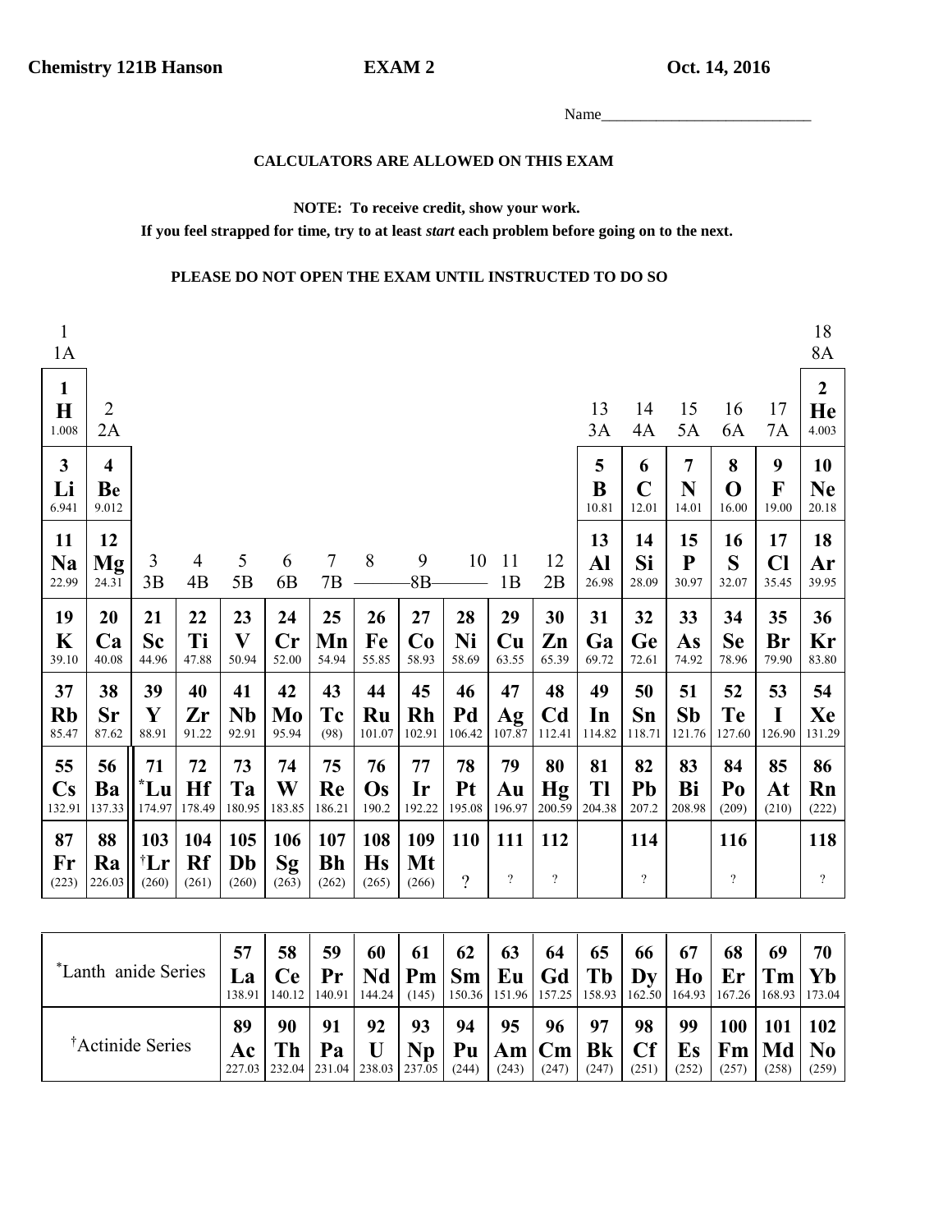**Chemistry 121B Hanson** **EXAM 2** **Oct. 14, 2016**

Name___________________________

**CALCULATORS ARE ALLOWED ON THIS EXAM**

**NOTE: To receive credit, show your work.**

**If you feel strapped for time, try to at least *start* each problem before going on to the next.**

**PLEASE DO NOT OPEN THE EXAM UNTIL INSTRUCTED TO DO SO**

| 1<br>1A | | | | | | | | | | | | | | | | | 18<br>8A |
|---|---|---|---|---|---|---|---|---|---|---|---|---|---|---|---|---|---|
| **1**<br>**H**<br>1.008 | 2<br>2A | | | | | | | | | | | 13<br>3A | 14<br>4A | 15<br>5A | 16<br>6A | 17<br>7A | **2**<br>**He**<br>4.003 |
| **3**<br>**Li**<br>6.941 | **4**<br>**Be**<br>9.012 | | | | | | | | | | | **5**<br>**B**<br>10.81 | **6**<br>**C**<br>12.01 | **7**<br>**N**<br>14.01 | **8**<br>**O**<br>16.00 | **9**<br>**F**<br>19.00 | **10**<br>**Ne**<br>20.18 |
| **11**<br>**Na**<br>22.99 | **12**<br>**Mg**<br>24.31 | 3<br>3B | 4<br>4B | 5<br>5B | 6<br>6B | 7<br>7B | 8 | 9<br>8B | 10 | 11<br>1B | 12<br>2B | **13**<br>**Al**<br>26.98 | **14**<br>**Si**<br>28.09 | **15**<br>**P**<br>30.97 | **16**<br>**S**<br>32.07 | **17**<br>**Cl**<br>35.45 | **18**<br>**Ar**<br>39.95 |
| **19**<br>**K**<br>39.10 | **20**<br>**Ca**<br>40.08 | **21**<br>**Sc**<br>44.96 | **22**<br>**Ti**<br>47.88 | **23**<br>**V**<br>50.94 | **24**<br>**Cr**<br>52.00 | **25**<br>**Mn**<br>54.94 | **26**<br>**Fe**<br>55.85 | **27**<br>**Co**<br>58.93 | **28**<br>**Ni**<br>58.69 | **29**<br>**Cu**<br>63.55 | **30**<br>**Zn**<br>65.39 | **31**<br>**Ga**<br>69.72 | **32**<br>**Ge**<br>72.61 | **33**<br>**As**<br>74.92 | **34**<br>**Se**<br>78.96 | **35**<br>**Br**<br>79.90 | **36**<br>**Kr**<br>83.80 |
| **37**<br>**Rb**<br>85.47 | **38**<br>**Sr**<br>87.62 | **39**<br>**Y**<br>88.91 | **40**<br>**Zr**<br>91.22 | **41**<br>**Nb**<br>92.91 | **42**<br>**Mo**<br>95.94 | **43**<br>**Tc**<br>(98) | **44**<br>**Ru**<br>101.07 | **45**<br>**Rh**<br>102.91 | **46**<br>**Pd**<br>106.42 | **47**<br>**Ag**<br>107.87 | **48**<br>**Cd**<br>112.41 | **49**<br>**In**<br>114.82 | **50**<br>**Sn**<br>118.71 | **51**<br>**Sb**<br>121.76 | **52**<br>**Te**<br>127.60 | **53**<br>**I**<br>126.90 | **54**<br>**Xe**<br>131.29 |
| **55**<br>**Cs**<br>132.91 | **56**<br>**Ba**<br>137.33 | **71**<br>***Lu**<br>174.97 | **72**<br>**Hf**<br>178.49 | **73**<br>**Ta**<br>180.95 | **74**<br>**W**<br>183.85 | **75**<br>**Re**<br>186.21 | **76**<br>**Os**<br>190.2 | **77**<br>**Ir**<br>192.22 | **78**<br>**Pt**<br>195.08 | **79**<br>**Au**<br>196.97 | **80**<br>**Hg**<br>200.59 | **81**<br>**Tl**<br>204.38 | **82**<br>**Pb**<br>207.2 | **83**<br>**Bi**<br>208.98 | **84**<br>**Po**<br>(209) | **85**<br>**At**<br>(210) | **86**<br>**Rn**<br>(222) |
| **87**<br>**Fr**<br>(223) | **88**<br>**Ra**<br>226.03 | **103**<br>**†Lr**<br>(260) | **104**<br>**Rf**<br>(261) | **105**<br>**Db**<br>(260) | **106**<br>**Sg**<br>(263) | **107**<br>**Bh**<br>(262) | **108**<br>**Hs**<br>(265) | **109**<br>**Mt**<br>(266) | **110**<br>? | **111**<br>? | **112**<br>? | | **114**<br>? | | **116**<br>? | | **118**<br>? |

| | | | | | | | | | | | | | | |
|---|---|---|---|---|---|---|---|---|---|---|---|---|---|---|
| *Lanthanide Series | **57**<br>**La**<br>138.91 | **58**<br>**Ce**<br>140.12 | **59**<br>**Pr**<br>140.91 | **60**<br>**Nd**<br>144.24 | **61**<br>**Pm**<br>(145) | **62**<br>**Sm**<br>150.36 | **63**<br>**Eu**<br>151.96 | **64**<br>**Gd**<br>157.25 | **65**<br>**Tb**<br>158.93 | **66**<br>**Dy**<br>162.50 | **67**<br>**Ho**<br>164.93 | **68**<br>**Er**<br>167.26 | **69**<br>**Tm**<br>168.93 | **70**<br>**Yb**<br>173.04 |
| †Actinide Series | **89**<br>**Ac**<br>227.03 | **90**<br>**Th**<br>232.04 | **91**<br>**Pa**<br>231.04 | **92**<br>**U**<br>238.03 | **93**<br>**Np**<br>237.05 | **94**<br>**Pu**<br>(244) | **95**<br>**Am**<br>(243) | **96**<br>**Cm**<br>(247) | **97**<br>**Bk**<br>(247) | **98**<br>**Cf**<br>(251) | **99**<br>**Es**<br>(252) | **100**<br>**Fm**<br>(257) | **101**<br>**Md**<br>(258) | **102**<br>**No**<br>(259) |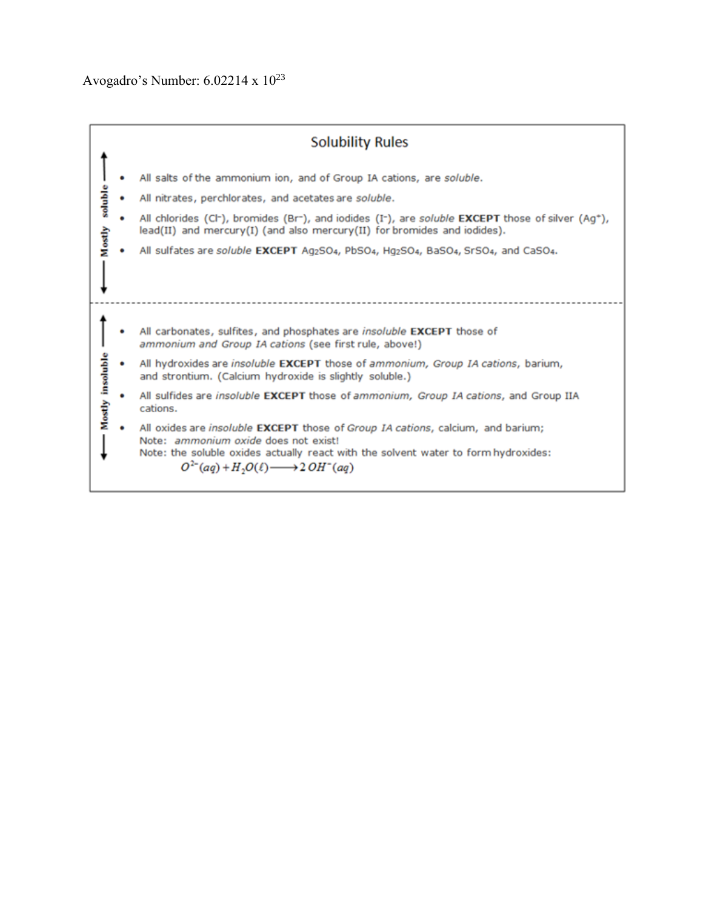Avogadro's Number: $6.02214 \times 10^{23}$

## Solubility Rules

**Mostly soluble**

- All salts of the ammonium ion, and of Group IA cations, are *soluble*.
- All nitrates, perchlorates, and acetates are *soluble*.
- All chlorides ($Cl^-$), bromides ($Br^-$), and iodides ($I^-$), are *soluble* **EXCEPT** those of silver ($Ag^+$), lead(II) and mercury(I) (and also mercury(II) for bromides and iodides).
- All sulfates are *soluble* **EXCEPT** $Ag_2SO_4$, $PbSO_4$, $Hg_2SO_4$, $BaSO_4$, $SrSO_4$, and $CaSO_4$.

**Mostly insoluble**

- All carbonates, sulfites, and phosphates are *insoluble* **EXCEPT** those of *ammonium and Group IA cations* (see first rule, above!)
- All hydroxides are *insoluble* **EXCEPT** those of *ammonium, Group IA cations*, barium, and strontium. (Calcium hydroxide is slightly soluble.)
- All sulfides are *insoluble* **EXCEPT** those of *ammonium, Group IA cations*, and Group IIA cations.
- All oxides are *insoluble* **EXCEPT** those of *Group IA cations*, calcium, and barium;
  Note: *ammonium oxide* does not exist!
  Note: the soluble oxides actually react with the solvent water to form hydroxides:

$$O^{2-}(aq) + H_2O(\ell) \longrightarrow 2\,OH^-(aq)$$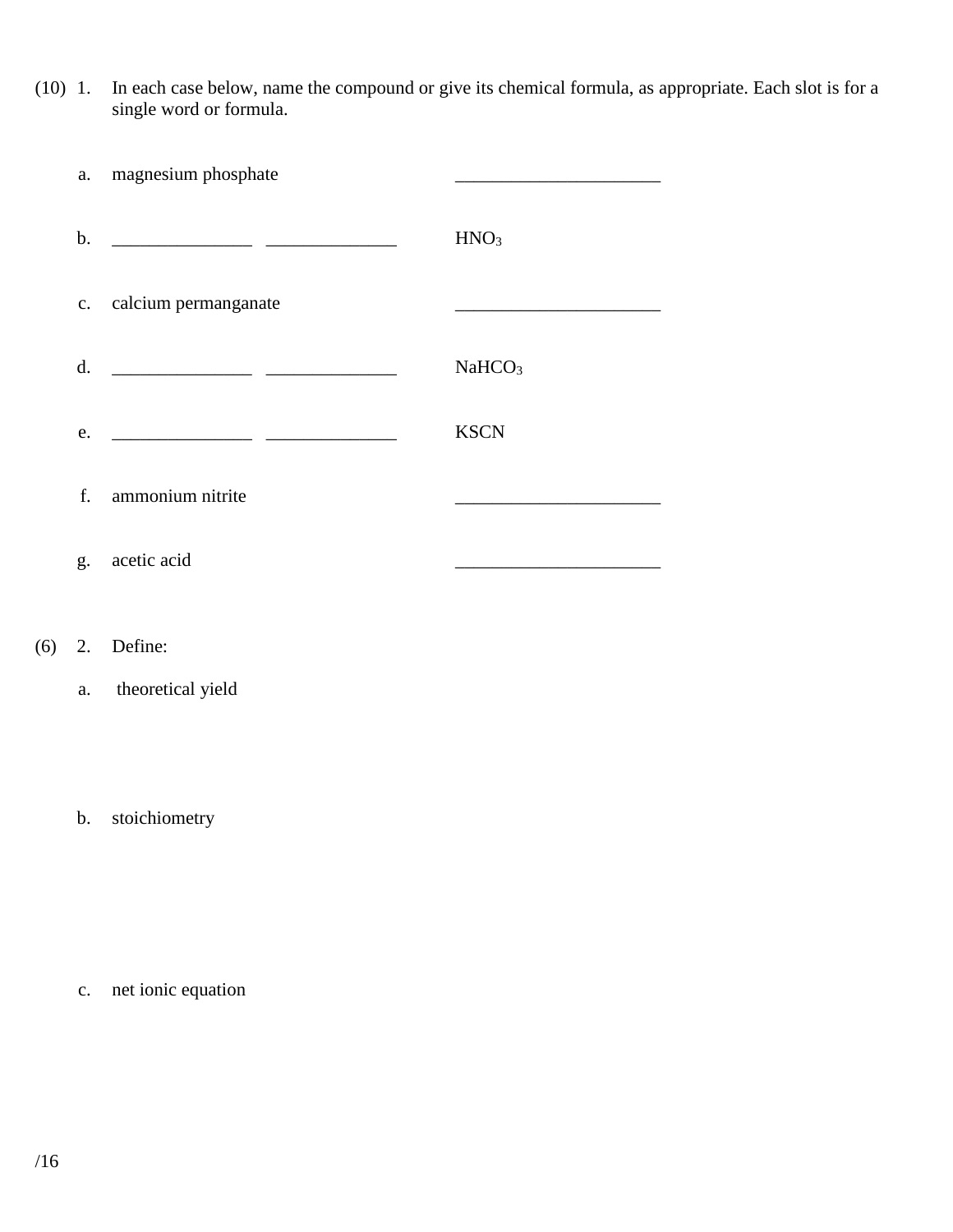(10) 1. In each case below, name the compound or give its chemical formula, as appropriate. Each slot is for a single word or formula.

a. magnesium phosphate ______________________

b. _______________ ______________ $HNO_3$

c. calcium permanganate ______________________

d. _______________ ______________ $NaHCO_3$

e. _______________ ______________ KSCN

f. ammonium nitrite ______________________

g. acetic acid ______________________

(6) 2. Define:

a. theoretical yield

b. stoichiometry

c. net ionic equation

/16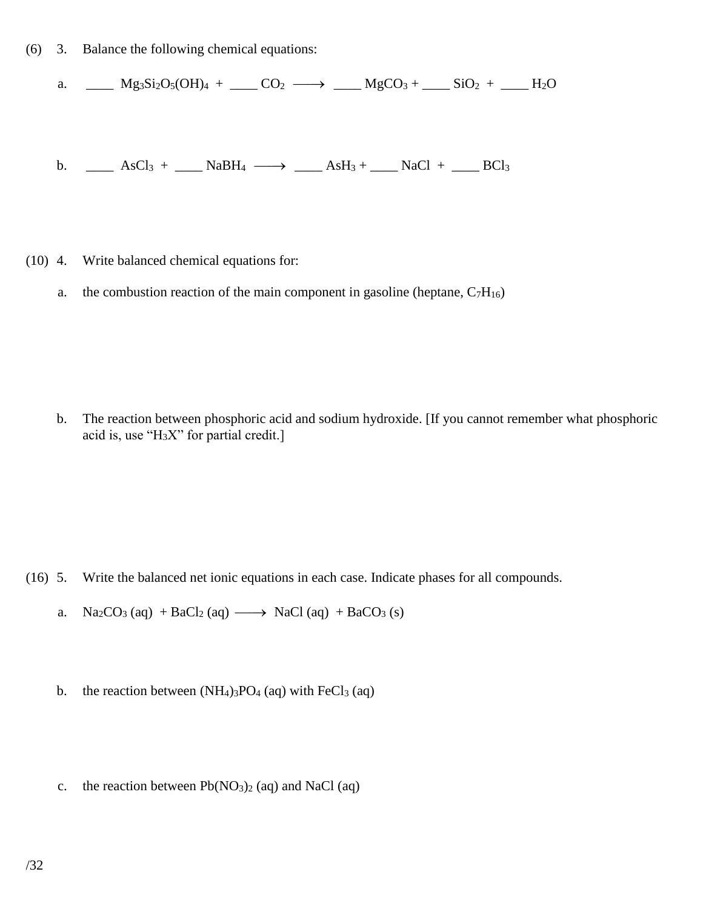(6) 3. Balance the following chemical equations:

a. ____ $Mg_3Si_2O_5(OH)_4$ + ____ $CO_2$ $\longrightarrow$ ____ $MgCO_3$ + ____ $SiO_2$ + ____ $H_2O$

b. ____ $AsCl_3$ + ____ $NaBH_4$ $\longrightarrow$ ____ $AsH_3$ + ____ $NaCl$ + ____ $BCl_3$

(10) 4. Write balanced chemical equations for:

a. the combustion reaction of the main component in gasoline (heptane, $C_7H_{16}$)

b. The reaction between phosphoric acid and sodium hydroxide. [If you cannot remember what phosphoric acid is, use "$H_3X$" for partial credit.]

(16) 5. Write the balanced net ionic equations in each case. Indicate phases for all compounds.

a. $Na_2CO_3$ (aq) + $BaCl_2$ (aq) $\longrightarrow$ $NaCl$ (aq) + $BaCO_3$ (s)

b. the reaction between $(NH_4)_3PO_4$ (aq) with $FeCl_3$ (aq)

c. the reaction between $Pb(NO_3)_2$ (aq) and $NaCl$ (aq)

/32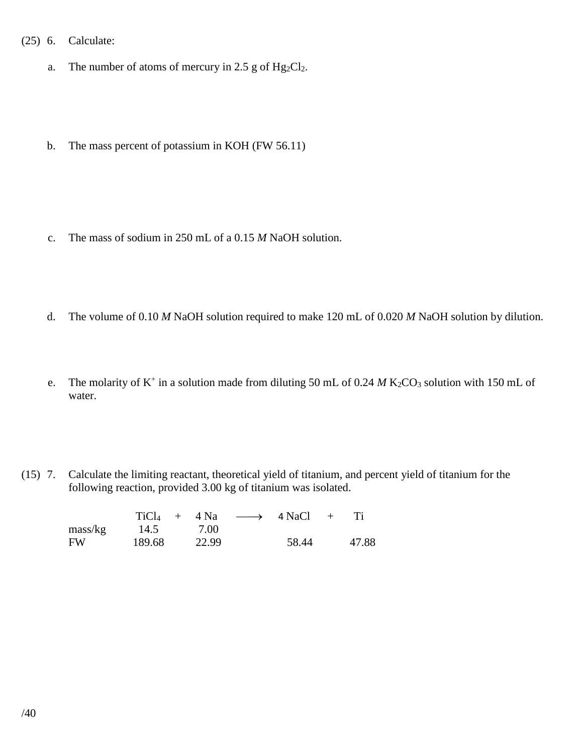(25) 6. Calculate:

a. The number of atoms of mercury in 2.5 g of $Hg_2Cl_2$.

b. The mass percent of potassium in KOH (FW 56.11)

c. The mass of sodium in 250 mL of a 0.15 *M* NaOH solution.

d. The volume of 0.10 *M* NaOH solution required to make 120 mL of 0.020 *M* NaOH solution by dilution.

e. The molarity of $K^+$ in a solution made from diluting 50 mL of 0.24 *M* $K_2CO_3$ solution with 150 mL of water.

(15) 7. Calculate the limiting reactant, theoretical yield of titanium, and percent yield of titanium for the following reaction, provided 3.00 kg of titanium was isolated.

| | $TiCl_4$ | + | 4 Na | $\longrightarrow$ | 4 NaCl | + | Ti |
|---|---|---|---|---|---|---|---|
| mass/kg | 14.5 | | 7.00 | | | | |
| FW | 189.68 | | 22.99 | | 58.44 | | 47.88 |

/40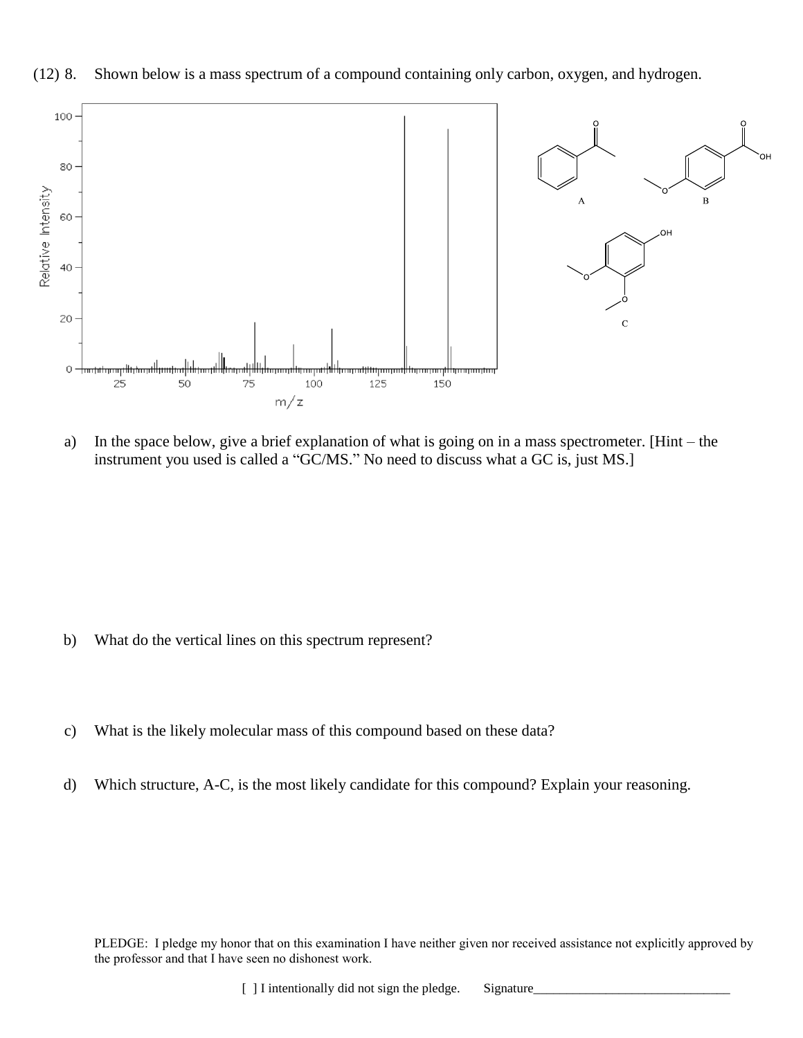(12) 8. Shown below is a mass spectrum of a compound containing only carbon, oxygen, and hydrogen.

Relative Intensity

100

80

60

40

20

0

25 50 75 100 125 150

m/z

A

B

C

a) In the space below, give a brief explanation of what is going on in a mass spectrometer. [Hint – the instrument you used is called a "GC/MS." No need to discuss what a GC is, just MS.]

b) What do the vertical lines on this spectrum represent?

c) What is the likely molecular mass of this compound based on these data?

d) Which structure, A-C, is the most likely candidate for this compound? Explain your reasoning.

PLEDGE: I pledge my honor that on this examination I have neither given nor received assistance not explicitly approved by the professor and that I have seen no dishonest work.

[ ] I intentionally did not sign the pledge. Signature_______________________________